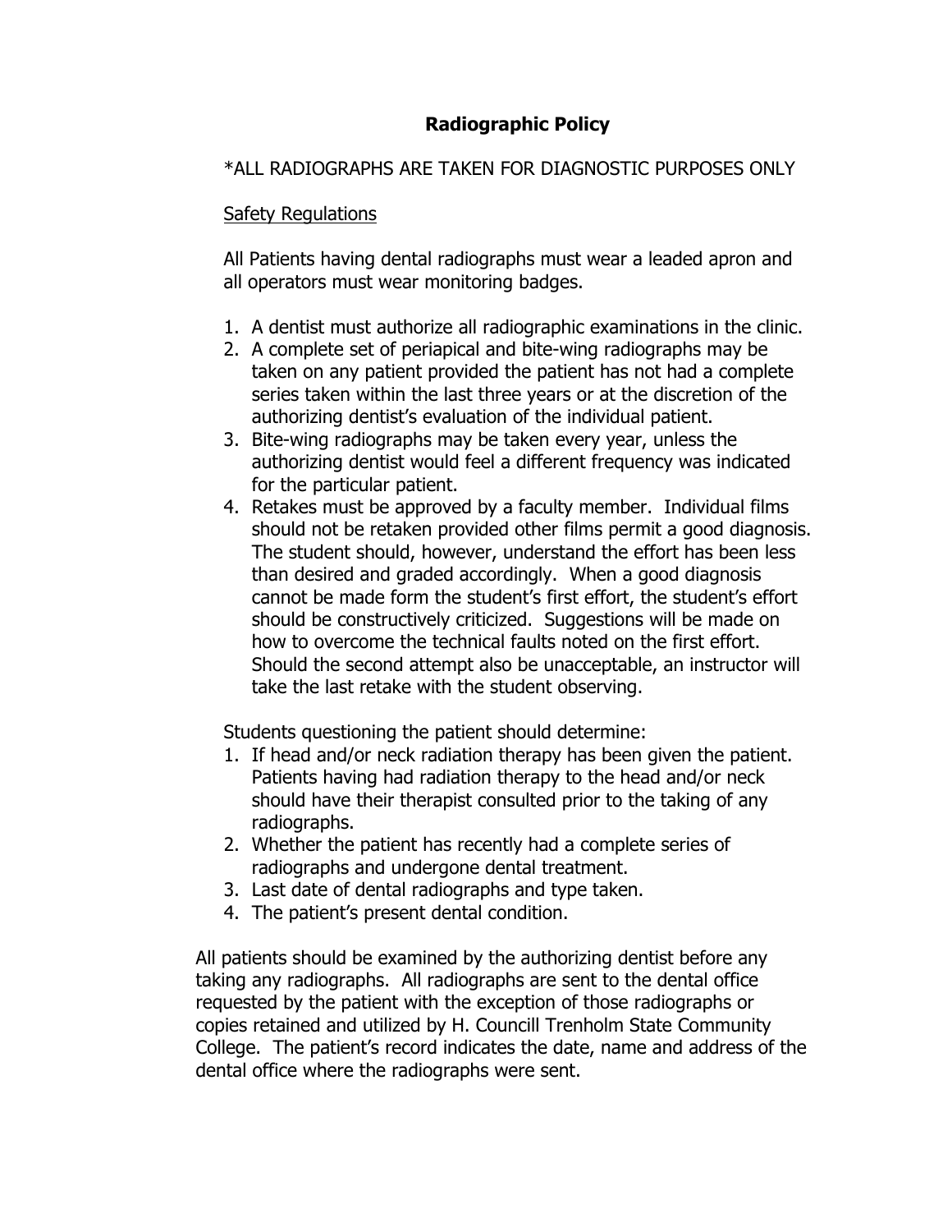# Radiographic Policy

*ALL RADIOGRAPHS ARE TAKEN FOR DIAGNOSTIC PURPOSES ONLY

<u>Safety Regulations</u>

All Patients having dental radiographs must wear a leaded apron and all operators must wear monitoring badges.

1. A dentist must authorize all radiographic examinations in the clinic.
2. A complete set of periapical and bite-wing radiographs may be taken on any patient provided the patient has not had a complete series taken within the last three years or at the discretion of the authorizing dentist's evaluation of the individual patient.
3. Bite-wing radiographs may be taken every year, unless the authorizing dentist would feel a different frequency was indicated for the particular patient.
4. Retakes must be approved by a faculty member. Individual films should not be retaken provided other films permit a good diagnosis. The student should, however, understand the effort has been less than desired and graded accordingly. When a good diagnosis cannot be made form the student's first effort, the student's effort should be constructively criticized. Suggestions will be made on how to overcome the technical faults noted on the first effort. Should the second attempt also be unacceptable, an instructor will take the last retake with the student observing.

Students questioning the patient should determine:

1. If head and/or neck radiation therapy has been given the patient. Patients having had radiation therapy to the head and/or neck should have their therapist consulted prior to the taking of any radiographs.
2. Whether the patient has recently had a complete series of radiographs and undergone dental treatment.
3. Last date of dental radiographs and type taken.
4. The patient's present dental condition.

All patients should be examined by the authorizing dentist before any taking any radiographs. All radiographs are sent to the dental office requested by the patient with the exception of those radiographs or copies retained and utilized by H. Councill Trenholm State Community College. The patient's record indicates the date, name and address of the dental office where the radiographs were sent.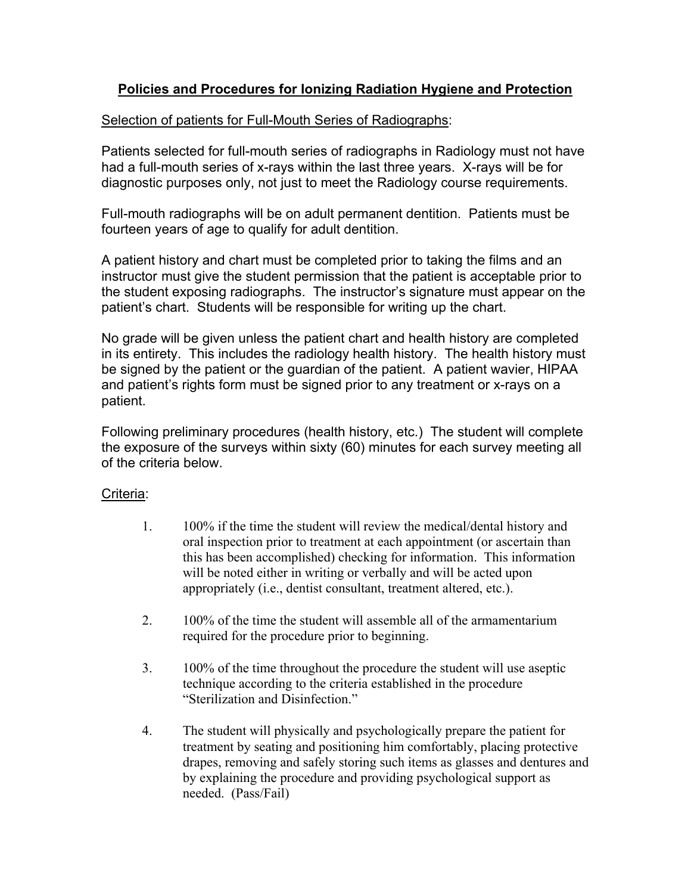# Policies and Procedures for Ionizing Radiation Hygiene and Protection

Selection of patients for Full-Mouth Series of Radiographs:

Patients selected for full-mouth series of radiographs in Radiology must not have had a full-mouth series of x-rays within the last three years. X-rays will be for diagnostic purposes only, not just to meet the Radiology course requirements.

Full-mouth radiographs will be on adult permanent dentition. Patients must be fourteen years of age to qualify for adult dentition.

A patient history and chart must be completed prior to taking the films and an instructor must give the student permission that the patient is acceptable prior to the student exposing radiographs. The instructor's signature must appear on the patient's chart. Students will be responsible for writing up the chart.

No grade will be given unless the patient chart and health history are completed in its entirety. This includes the radiology health history. The health history must be signed by the patient or the guardian of the patient. A patient wavier, HIPAA and patient's rights form must be signed prior to any treatment or x-rays on a patient.

Following preliminary procedures (health history, etc.) The student will complete the exposure of the surveys within sixty (60) minutes for each survey meeting all of the criteria below.

Criteria:

1. 100% if the time the student will review the medical/dental history and oral inspection prior to treatment at each appointment (or ascertain than this has been accomplished) checking for information. This information will be noted either in writing or verbally and will be acted upon appropriately (i.e., dentist consultant, treatment altered, etc.).

2. 100% of the time the student will assemble all of the armamentarium required for the procedure prior to beginning.

3. 100% of the time throughout the procedure the student will use aseptic technique according to the criteria established in the procedure "Sterilization and Disinfection."

4. The student will physically and psychologically prepare the patient for treatment by seating and positioning him comfortably, placing protective drapes, removing and safely storing such items as glasses and dentures and by explaining the procedure and providing psychological support as needed. (Pass/Fail)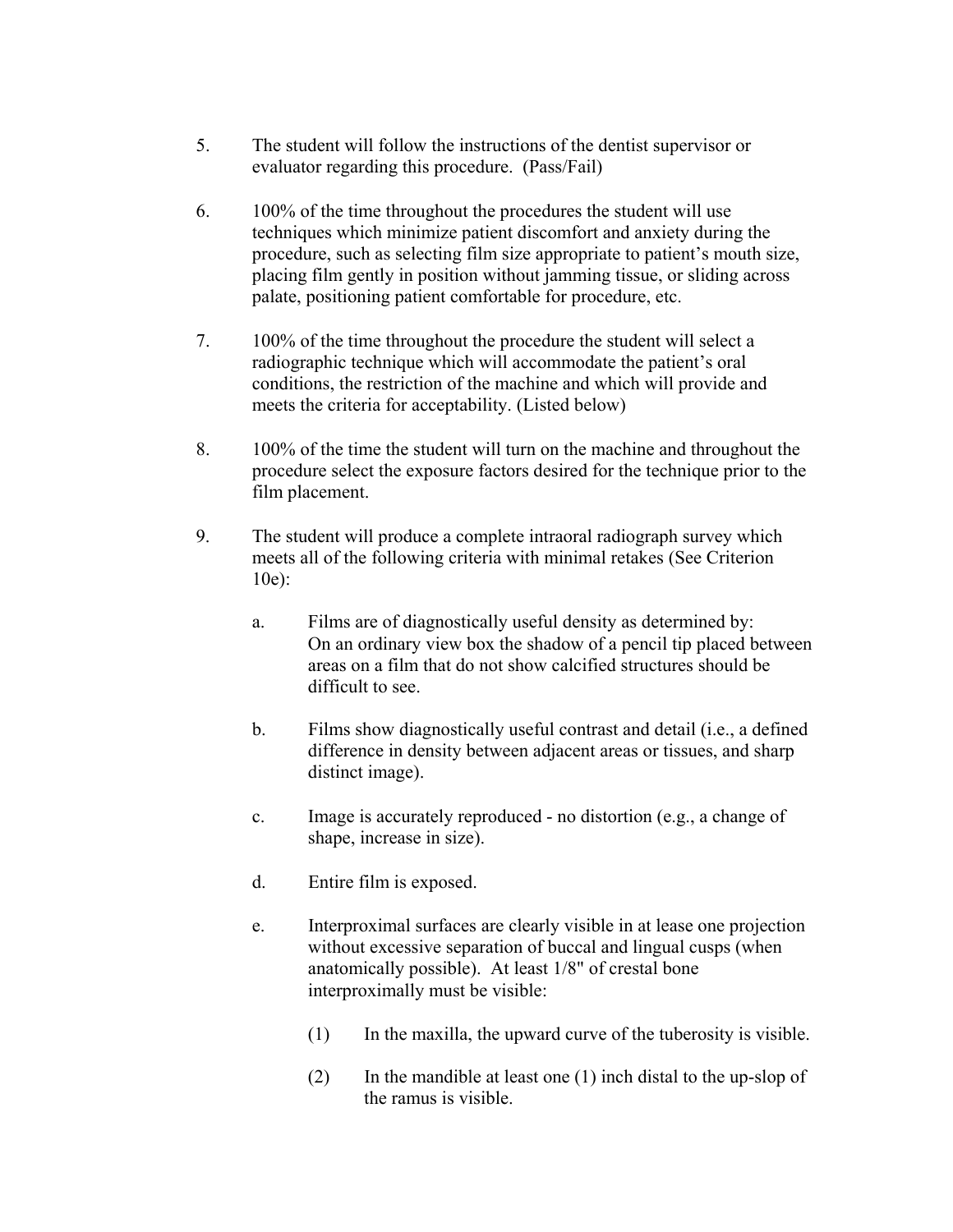5. The student will follow the instructions of the dentist supervisor or evaluator regarding this procedure. (Pass/Fail)

6. 100% of the time throughout the procedures the student will use techniques which minimize patient discomfort and anxiety during the procedure, such as selecting film size appropriate to patient's mouth size, placing film gently in position without jamming tissue, or sliding across palate, positioning patient comfortable for procedure, etc.

7. 100% of the time throughout the procedure the student will select a radiographic technique which will accommodate the patient's oral conditions, the restriction of the machine and which will provide and meets the criteria for acceptability. (Listed below)

8. 100% of the time the student will turn on the machine and throughout the procedure select the exposure factors desired for the technique prior to the film placement.

9. The student will produce a complete intraoral radiograph survey which meets all of the following criteria with minimal retakes (See Criterion 10e):

   a. Films are of diagnostically useful density as determined by: On an ordinary view box the shadow of a pencil tip placed between areas on a film that do not show calcified structures should be difficult to see.

   b. Films show diagnostically useful contrast and detail (i.e., a defined difference in density between adjacent areas or tissues, and sharp distinct image).

   c. Image is accurately reproduced - no distortion (e.g., a change of shape, increase in size).

   d. Entire film is exposed.

   e. Interproximal surfaces are clearly visible in at lease one projection without excessive separation of buccal and lingual cusps (when anatomically possible). At least 1/8" of crestal bone interproximally must be visible:

      (1) In the maxilla, the upward curve of the tuberosity is visible.

      (2) In the mandible at least one (1) inch distal to the up-slop of the ramus is visible.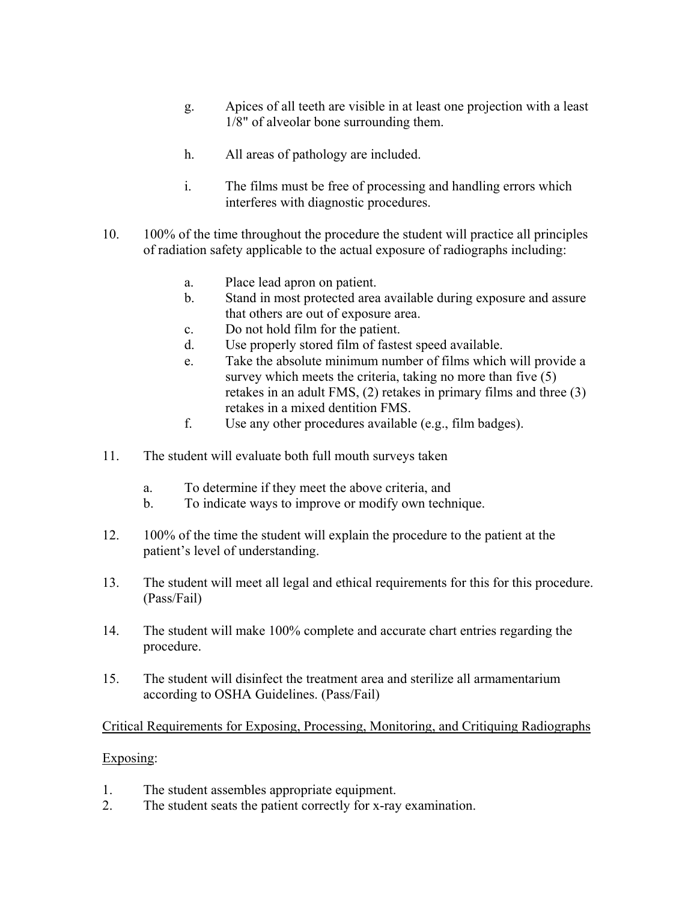g. Apices of all teeth are visible in at least one projection with a least 1/8" of alveolar bone surrounding them.

h. All areas of pathology are included.

i. The films must be free of processing and handling errors which interferes with diagnostic procedures.

10. 100% of the time throughout the procedure the student will practice all principles of radiation safety applicable to the actual exposure of radiographs including:

    a. Place lead apron on patient.
    b. Stand in most protected area available during exposure and assure that others are out of exposure area.
    c. Do not hold film for the patient.
    d. Use properly stored film of fastest speed available.
    e. Take the absolute minimum number of films which will provide a survey which meets the criteria, taking no more than five (5) retakes in an adult FMS, (2) retakes in primary films and three (3) retakes in a mixed dentition FMS.
    f. Use any other procedures available (e.g., film badges).

11. The student will evaluate both full mouth surveys taken

    a. To determine if they meet the above criteria, and
    b. To indicate ways to improve or modify own technique.

12. 100% of the time the student will explain the procedure to the patient at the patient's level of understanding.

13. The student will meet all legal and ethical requirements for this for this procedure. (Pass/Fail)

14. The student will make 100% complete and accurate chart entries regarding the procedure.

15. The student will disinfect the treatment area and sterilize all armamentarium according to OSHA Guidelines. (Pass/Fail)

<u>Critical Requirements for Exposing, Processing, Monitoring, and Critiquing Radiographs</u>

<u>Exposing</u>:

1. The student assembles appropriate equipment.
2. The student seats the patient correctly for x-ray examination.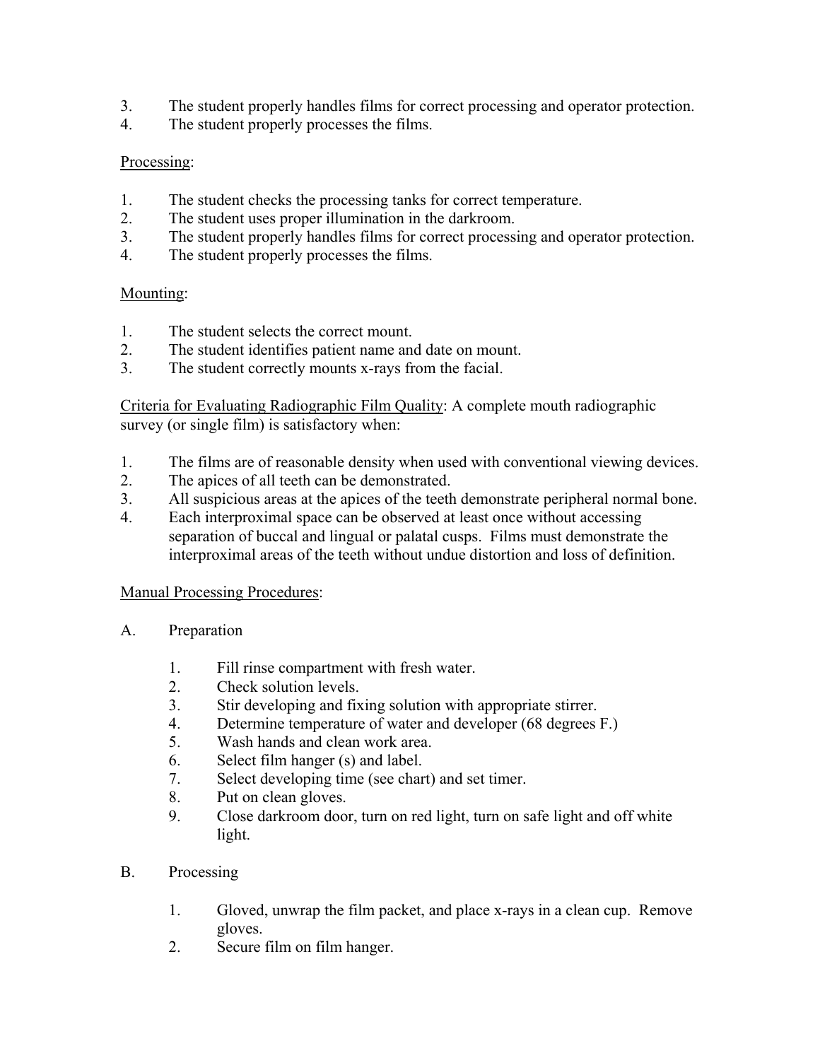3. The student properly handles films for correct processing and operator protection.
4. The student properly processes the films.

Processing:

1. The student checks the processing tanks for correct temperature.
2. The student uses proper illumination in the darkroom.
3. The student properly handles films for correct processing and operator protection.
4. The student properly processes the films.

Mounting:

1. The student selects the correct mount.
2. The student identifies patient name and date on mount.
3. The student correctly mounts x-rays from the facial.

Criteria for Evaluating Radiographic Film Quality: A complete mouth radiographic survey (or single film) is satisfactory when:

1. The films are of reasonable density when used with conventional viewing devices.
2. The apices of all teeth can be demonstrated.
3. All suspicious areas at the apices of the teeth demonstrate peripheral normal bone.
4. Each interproximal space can be observed at least once without accessing separation of buccal and lingual or palatal cusps. Films must demonstrate the interproximal areas of the teeth without undue distortion and loss of definition.

Manual Processing Procedures:

A. Preparation

   1. Fill rinse compartment with fresh water.
   2. Check solution levels.
   3. Stir developing and fixing solution with appropriate stirrer.
   4. Determine temperature of water and developer (68 degrees F.)
   5. Wash hands and clean work area.
   6. Select film hanger (s) and label.
   7. Select developing time (see chart) and set timer.
   8. Put on clean gloves.
   9. Close darkroom door, turn on red light, turn on safe light and off white light.

B. Processing

   1. Gloved, unwrap the film packet, and place x-rays in a clean cup. Remove gloves.
   2. Secure film on film hanger.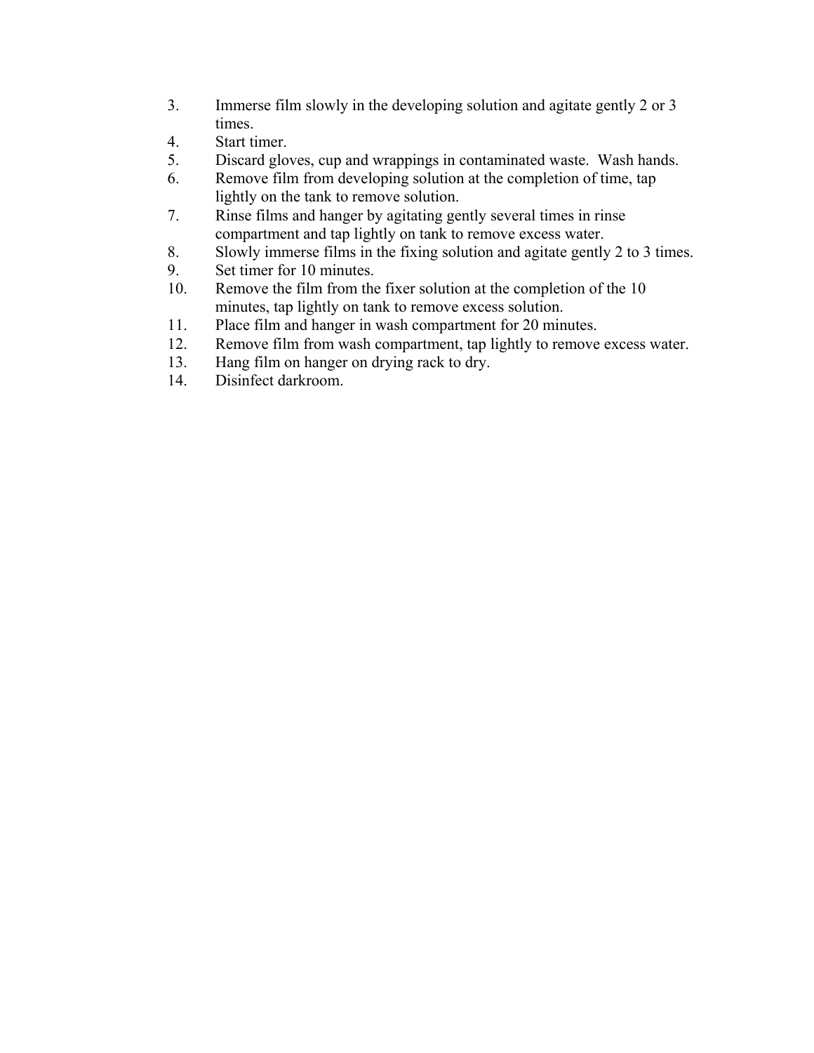3. Immerse film slowly in the developing solution and agitate gently 2 or 3 times.
4. Start timer.
5. Discard gloves, cup and wrappings in contaminated waste.  Wash hands.
6. Remove film from developing solution at the completion of time, tap lightly on the tank to remove solution.
7. Rinse films and hanger by agitating gently several times in rinse compartment and tap lightly on tank to remove excess water.
8. Slowly immerse films in the fixing solution and agitate gently 2 to 3 times.
9. Set timer for 10 minutes.
10. Remove the film from the fixer solution at the completion of the 10 minutes, tap lightly on tank to remove excess solution.
11. Place film and hanger in wash compartment for 20 minutes.
12. Remove film from wash compartment, tap lightly to remove excess water.
13. Hang film on hanger on drying rack to dry.
14. Disinfect darkroom.